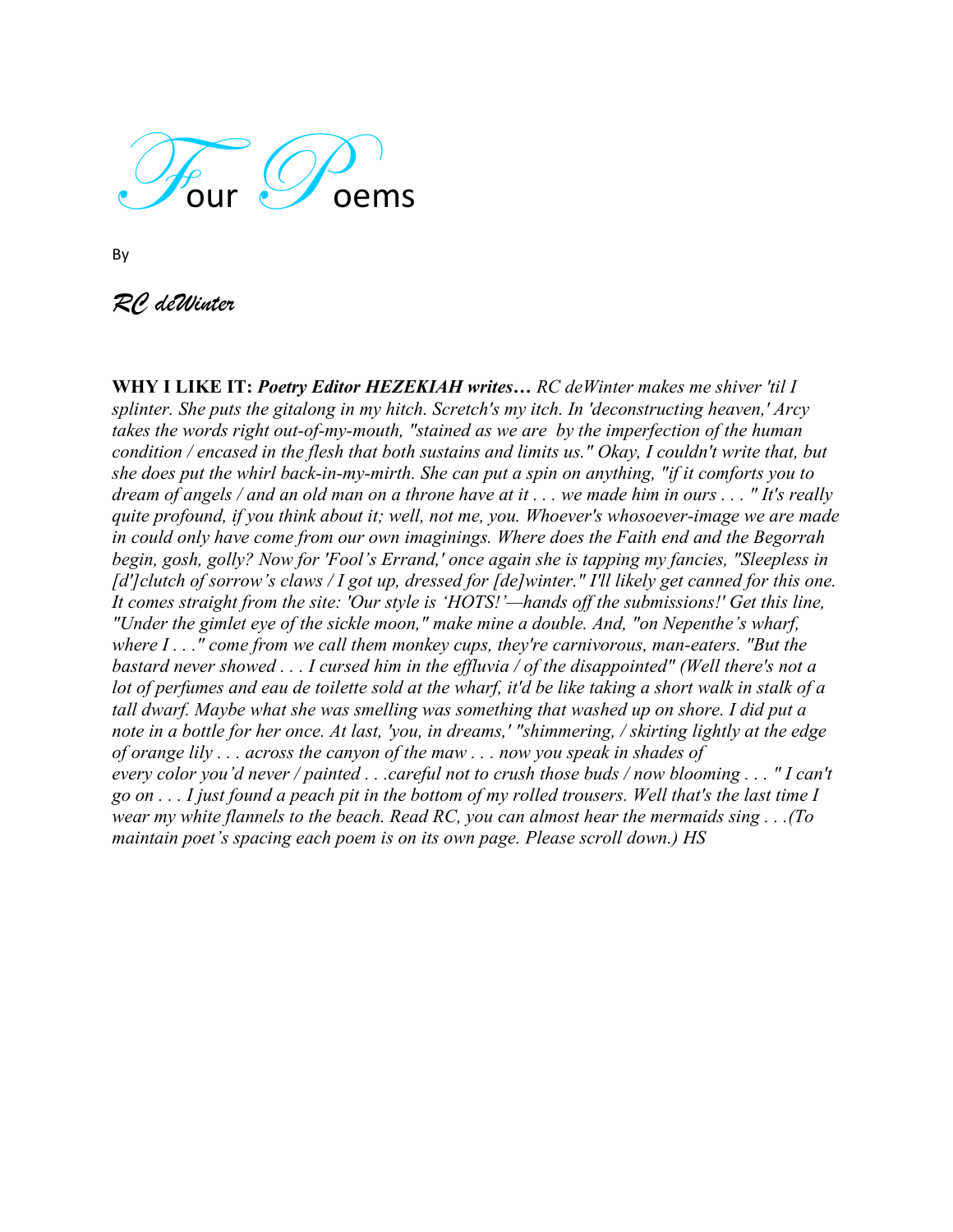# Four Poems

By

*RC deWinter*

**WHY I LIKE IT:** ***Poetry Editor HEZEKIAH writes…*** *RC deWinter makes me shiver 'til I splinter. She puts the gitalong in my hitch. Scretch's my itch. In 'deconstructing heaven,' Arcy takes the words right out-of-my-mouth, "stained as we are  by the imperfection of the human condition / encased in the flesh that both sustains and limits us." Okay, I couldn't write that, but she does put the whirl back-in-my-mirth. She can put a spin on anything, "if it comforts you to dream of angels / and an old man on a throne have at it . . . we made him in ours . . . " It's really quite profound, if you think about it; well, not me, you. Whoever's whosoever-image we are made in could only have come from our own imaginings. Where does the Faith end and the Begorrah begin, gosh, golly? Now for 'Fool's Errand,' once again she is tapping my fancies, "Sleepless in [d']clutch of sorrow's claws / I got up, dressed for [de]winter." I'll likely get canned for this one. It comes straight from the site: 'Our style is 'HOTS!'—hands off the submissions!' Get this line, "Under the gimlet eye of the sickle moon," make mine a double. And, "on Nepenthe's wharf, where I . . ." come from we call them monkey cups, they're carnivorous, man-eaters. "But the bastard never showed . . . I cursed him in the effluvia / of the disappointed" (Well there's not a lot of perfumes and eau de toilette sold at the wharf, it'd be like taking a short walk in stalk of a tall dwarf. Maybe what she was smelling was something that washed up on shore. I did put a note in a bottle for her once. At last, 'you, in dreams,' "shimmering, / skirting lightly at the edge of orange lily . . . across the canyon of the maw . . . now you speak in shades of every color you'd never / painted . . .careful not to crush those buds / now blooming . . . " I can't go on . . . I just found a peach pit in the bottom of my rolled trousers. Well that's the last time I wear my white flannels to the beach. Read RC, you can almost hear the mermaids sing . . .(To maintain poet's spacing each poem is on its own page. Please scroll down.) HS*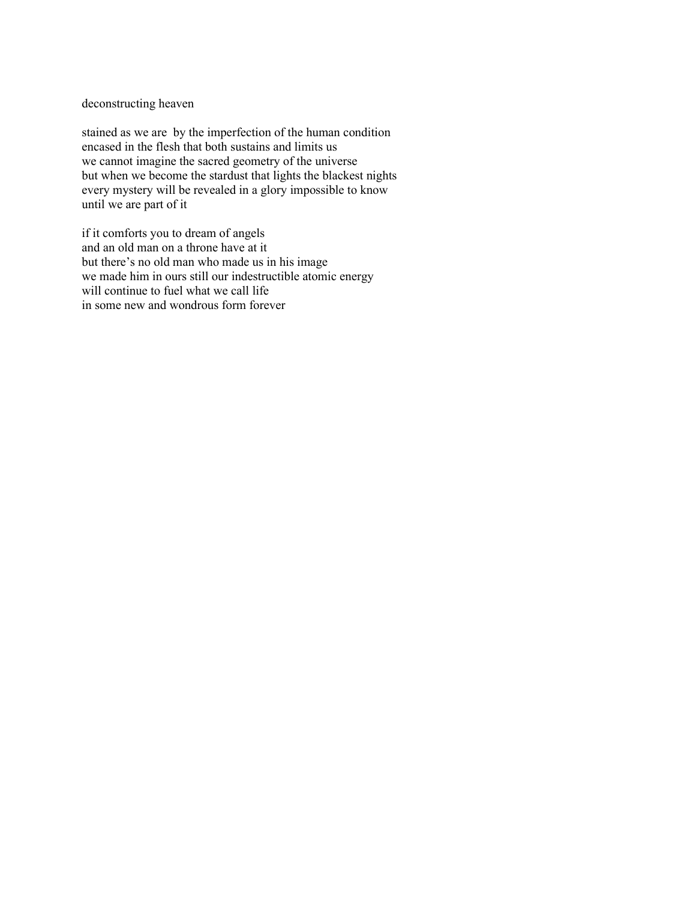deconstructing heaven

stained as we are  by the imperfection of the human condition  
encased in the flesh that both sustains and limits us  
we cannot imagine the sacred geometry of the universe  
but when we become the stardust that lights the blackest nights  
every mystery will be revealed in a glory impossible to know  
until we are part of it

if it comforts you to dream of angels  
and an old man on a throne have at it  
but there's no old man who made us in his image  
we made him in ours still our indestructible atomic energy  
will continue to fuel what we call life  
in some new and wondrous form forever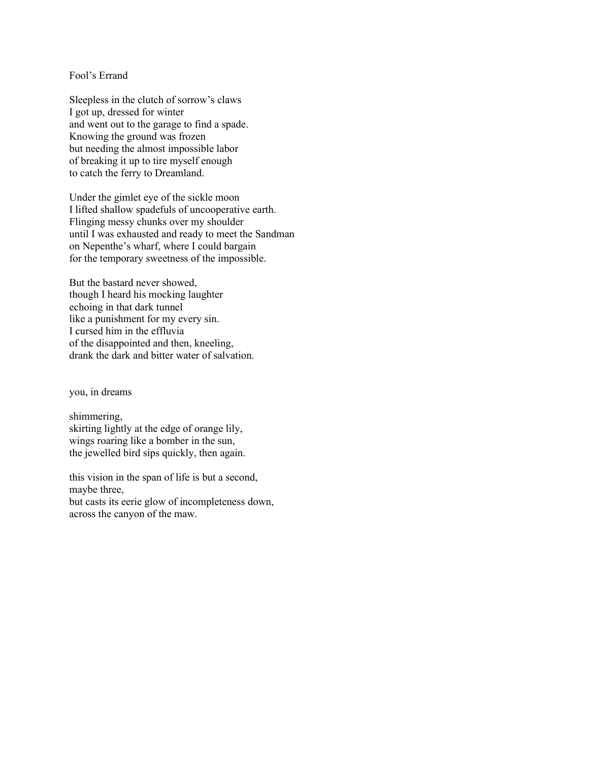## Fool's Errand

Sleepless in the clutch of sorrow's claws  
I got up, dressed for winter  
and went out to the garage to find a spade.  
Knowing the ground was frozen  
but needing the almost impossible labor  
of breaking it up to tire myself enough  
to catch the ferry to Dreamland.

Under the gimlet eye of the sickle moon  
I lifted shallow spadefuls of uncooperative earth.  
Flinging messy chunks over my shoulder  
until I was exhausted and ready to meet the Sandman  
on Nepenthe's wharf, where I could bargain  
for the temporary sweetness of the impossible.

But the bastard never showed,  
though I heard his mocking laughter  
echoing in that dark tunnel  
like a punishment for my every sin.  
I cursed him in the effluvia  
of the disappointed and then, kneeling,  
drank the dark and bitter water of salvation.

## you, in dreams

shimmering,  
skirting lightly at the edge of orange lily,  
wings roaring like a bomber in the sun,  
the jewelled bird sips quickly, then again.

this vision in the span of life is but a second,  
maybe three,  
but casts its eerie glow of incompleteness down,  
across the canyon of the maw.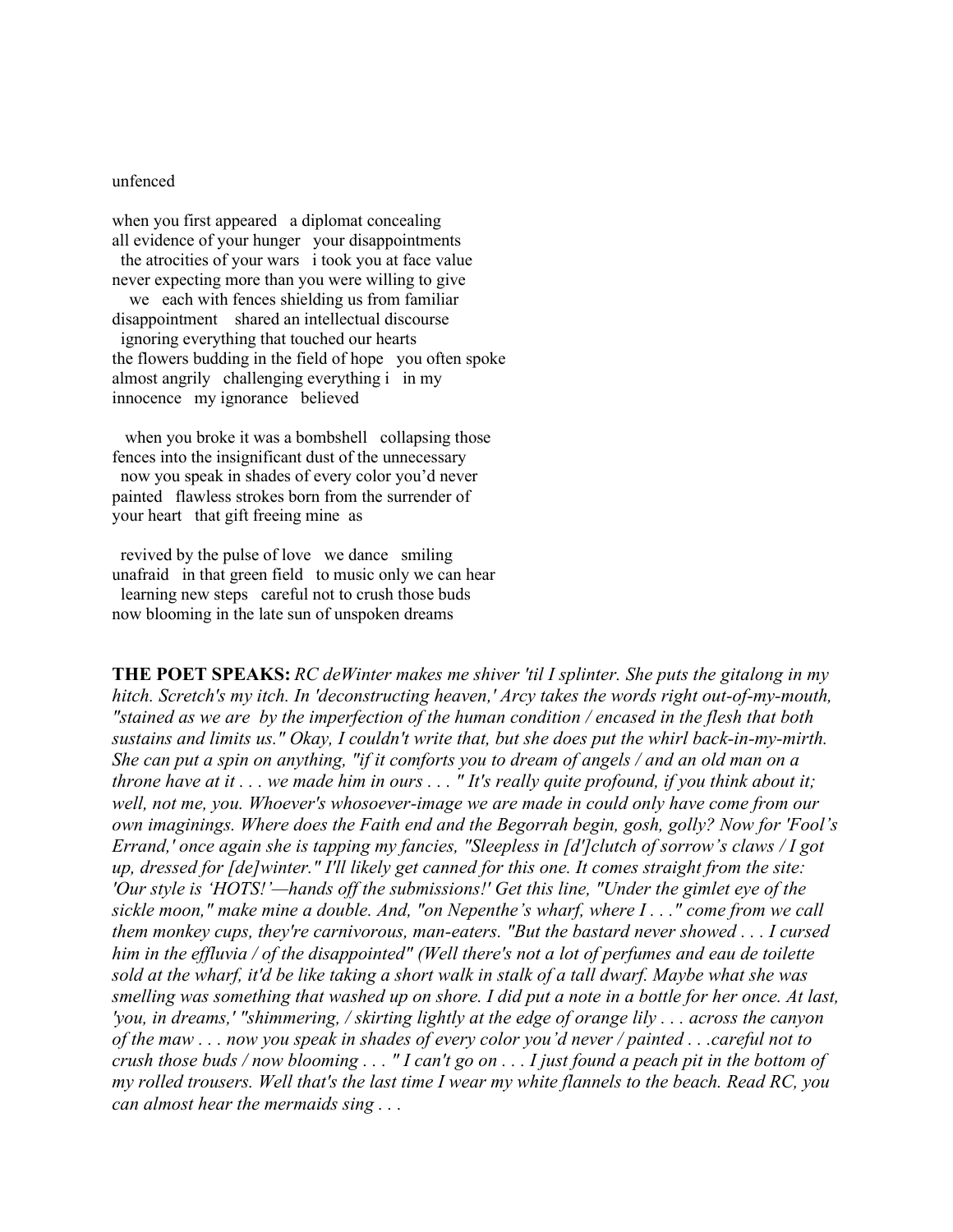unfenced

when you first appeared   a diplomat concealing
all evidence of your hunger   your disappointments
  the atrocities of your wars   i took you at face value
never expecting more than you were willing to give
   we   each with fences shielding us from familiar
disappointment    shared an intellectual discourse
  ignoring everything that touched our hearts
the flowers budding in the field of hope   you often spoke
almost angrily   challenging everything i   in my
innocence   my ignorance   believed

   when you broke it was a bombshell   collapsing those
fences into the insignificant dust of the unnecessary
  now you speak in shades of every color you'd never
painted   flawless strokes born from the surrender of
your heart   that gift freeing mine  as

  revived by the pulse of love   we dance   smiling
unafraid   in that green field   to music only we can hear
  learning new steps   careful not to crush those buds
now blooming in the late sun of unspoken dreams

**THE POET SPEAKS:** *RC deWinter makes me shiver 'til I splinter. She puts the gitalong in my hitch. Scretch's my itch. In 'deconstructing heaven,' Arcy takes the words right out-of-my-mouth, "stained as we are  by the imperfection of the human condition / encased in the flesh that both sustains and limits us." Okay, I couldn't write that, but she does put the whirl back-in-my-mirth. She can put a spin on anything, "if it comforts you to dream of angels / and an old man on a throne have at it . . . we made him in ours . . . " It's really quite profound, if you think about it; well, not me, you. Whoever's whosoever-image we are made in could only have come from our own imaginings. Where does the Faith end and the Begorrah begin, gosh, golly? Now for 'Fool's Errand,' once again she is tapping my fancies, "Sleepless in [d']clutch of sorrow's claws / I got up, dressed for [de]winter." I'll likely get canned for this one. It comes straight from the site: 'Our style is 'HOTS!'—hands off the submissions!' Get this line, "Under the gimlet eye of the sickle moon," make mine a double. And, "on Nepenthe's wharf, where I . . ." come from we call them monkey cups, they're carnivorous, man-eaters. "But the bastard never showed . . . I cursed him in the effluvia / of the disappointed" (Well there's not a lot of perfumes and eau de toilette sold at the wharf, it'd be like taking a short walk in stalk of a tall dwarf. Maybe what she was smelling was something that washed up on shore. I did put a note in a bottle for her once. At last, 'you, in dreams,' "shimmering, / skirting lightly at the edge of orange lily . . . across the canyon of the maw . . . now you speak in shades of every color you'd never / painted . . .careful not to crush those buds / now blooming . . . " I can't go on . . . I just found a peach pit in the bottom of my rolled trousers. Well that's the last time I wear my white flannels to the beach. Read RC, you can almost hear the mermaids sing . . .*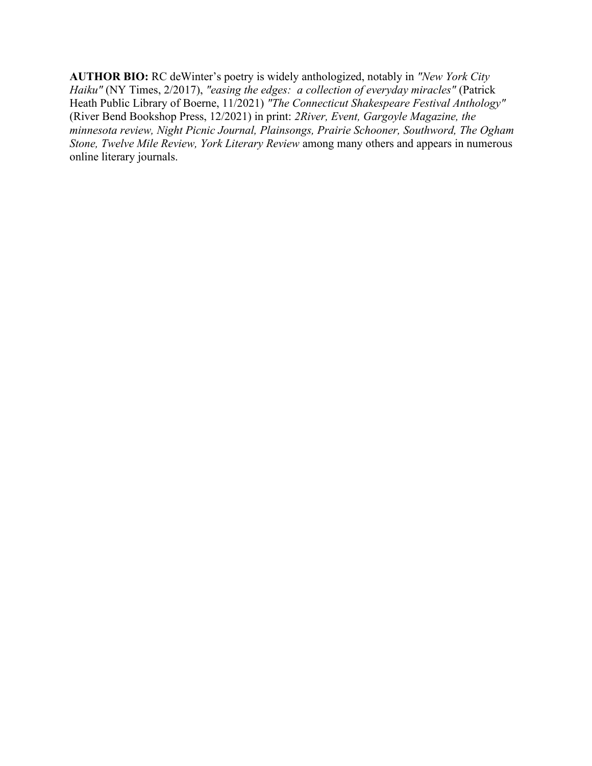**AUTHOR BIO:** RC deWinter's poetry is widely anthologized, notably in *"New York City Haiku"* (NY Times, 2/2017), *"easing the edges: a collection of everyday miracles"* (Patrick Heath Public Library of Boerne, 11/2021) *"The Connecticut Shakespeare Festival Anthology"* (River Bend Bookshop Press, 12/2021) in print: *2River, Event, Gargoyle Magazine, the minnesota review, Night Picnic Journal, Plainsongs, Prairie Schooner, Southword, The Ogham Stone, Twelve Mile Review, York Literary Review* among many others and appears in numerous online literary journals.